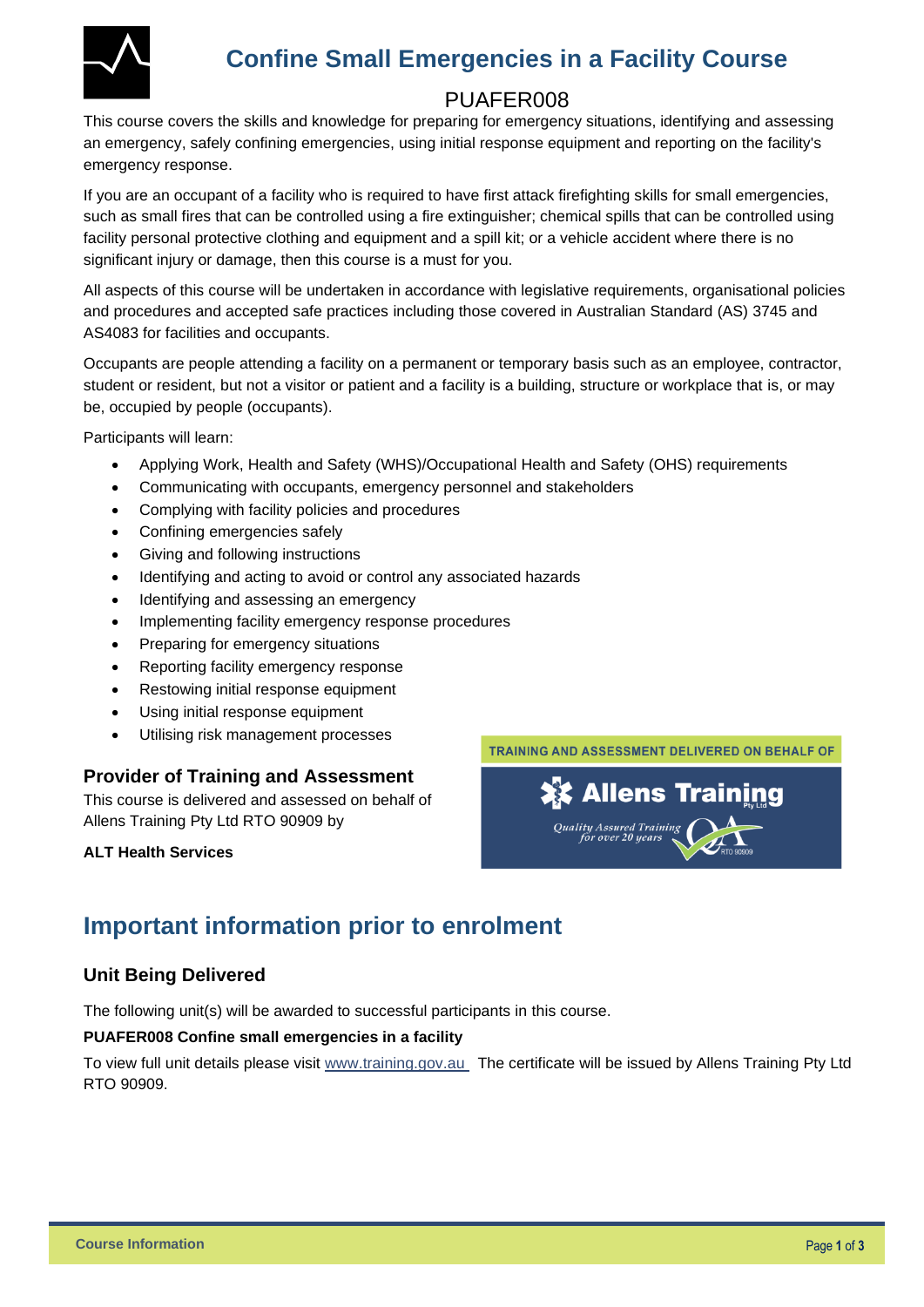# Confine Small Emergencies in a Facility Course

PUAFER008

This course covers the skills and knowledge for preparing for emergency situations, identifying and assessing an emergency, safely confining emergencies, using initial response equipment and reporting on the facility's emergency response.

If you are an occupant of a facility who is required to have first attack firefighting skills for small emergencies, such as small fires that can be controlled using a fire extinguisher; chemical spills that can be controlled using facility personal protective clothing and equipment and a spill kit; or a vehicle accident where there is no significant injury or damage, then this course is a must for you.

All aspects of this course will be undertaken in accordance with legislative requirements, organisational policies and procedures and accepted safe practices including those covered in Australian Standard (AS) 3745 and AS4083 for facilities and occupants.

Occupants are people attending a facility on a permanent or temporary basis such as an employee, contractor, student or resident, but not a visitor or patient and a facility is a building, structure or workplace that is, or may be, occupied by people (occupants).

Participants will learn:

- Applying Work, Health and Safety (WHS)/Occupational Health and Safety (OHS) requirements
- Communicating with occupants, emergency personnel and stakeholders
- Complying with facility policies and procedures
- Confining emergencies safely
- Giving and following instructions
- Identifying and acting to avoid or control any associated hazards
- Identifying and assessing an emergency
- Implementing facility emergency response procedures
- Preparing for emergency situations
- Reporting facility emergency response
- Restowing initial response equipment
- Using initial response equipment
- Utilising risk management processes

### Provider of Training and Assessment

This course is delivered and assessed on behalf of Allens Training Pty Ltd RTO 90909 by

**ALT Health Services**

TRAINING AND ASSESSMENT DELIVERED ON BEHALF OF

Allens Training Pty Ltd

Quality Assured Training for over 20 years

RTO 90909

## Important information prior to enrolment

### Unit Being Delivered

The following unit(s) will be awarded to successful participants in this course.

**PUAFER008 Confine small emergencies in a facility**

To view full unit details please visit www.training.gov.au The certificate will be issued by Allens Training Pty Ltd RTO 90909.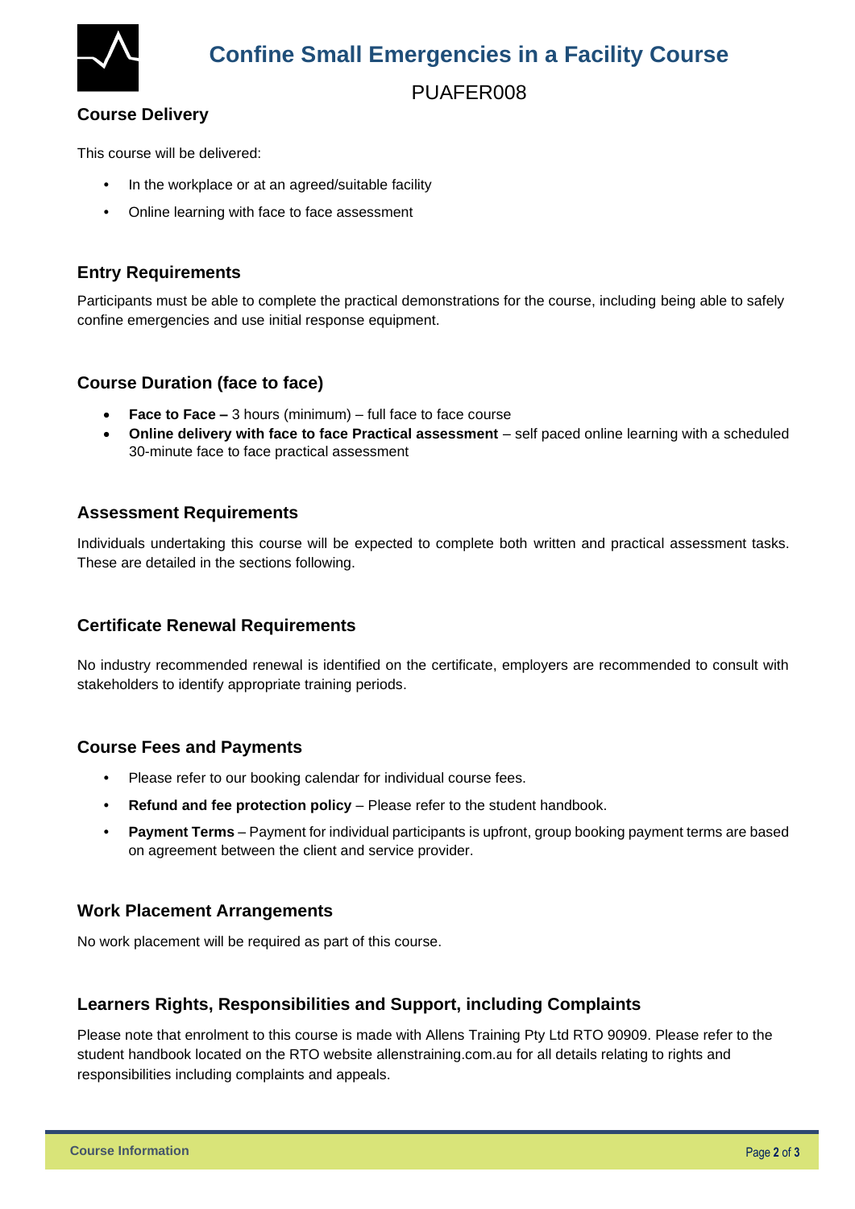# Confine Small Emergencies in a Facility Course

PUAFER008

## Course Delivery

This course will be delivered:

- In the workplace or at an agreed/suitable facility
- Online learning with face to face assessment

## Entry Requirements

Participants must be able to complete the practical demonstrations for the course, including being able to safely confine emergencies and use initial response equipment.

## Course Duration (face to face)

- **Face to Face –** 3 hours (minimum) – full face to face course
- **Online delivery with face to face Practical assessment** – self paced online learning with a scheduled 30-minute face to face practical assessment

## Assessment Requirements

Individuals undertaking this course will be expected to complete both written and practical assessment tasks. These are detailed in the sections following.

## Certificate Renewal Requirements

No industry recommended renewal is identified on the certificate, employers are recommended to consult with stakeholders to identify appropriate training periods.

## Course Fees and Payments

- Please refer to our booking calendar for individual course fees.
- **Refund and fee protection policy** – Please refer to the student handbook.
- **Payment Terms** – Payment for individual participants is upfront, group booking payment terms are based on agreement between the client and service provider.

## Work Placement Arrangements

No work placement will be required as part of this course.

## Learners Rights, Responsibilities and Support, including Complaints

Please note that enrolment to this course is made with Allens Training Pty Ltd RTO 90909. Please refer to the student handbook located on the RTO website allenstraining.com.au for all details relating to rights and responsibilities including complaints and appeals.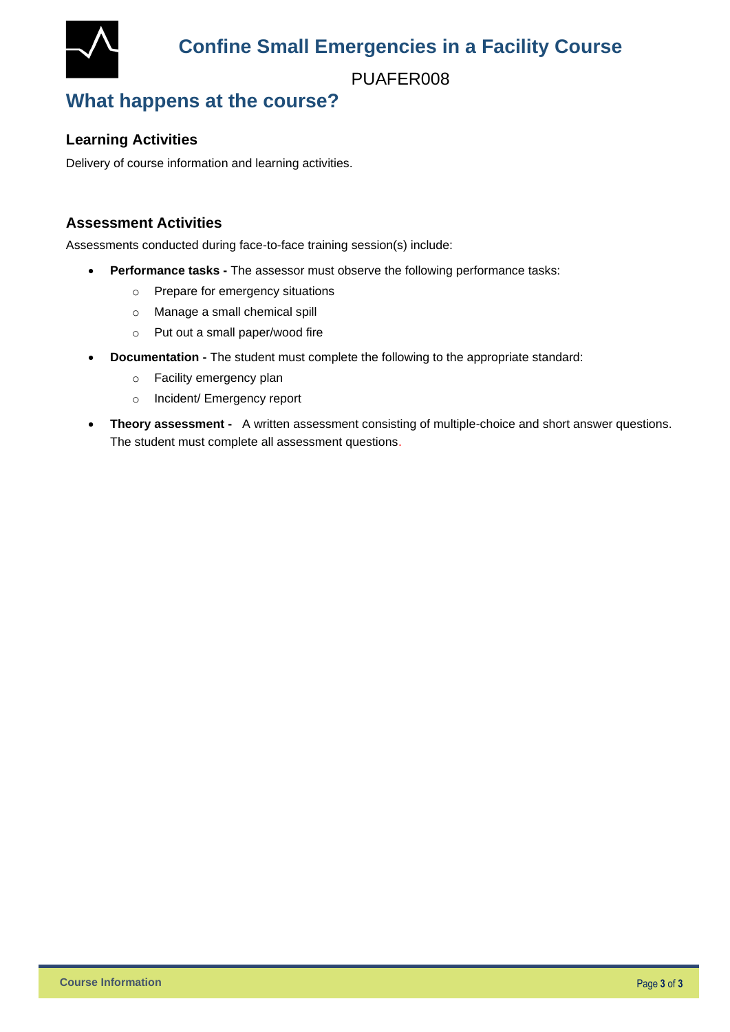# Confine Small Emergencies in a Facility Course

PUAFER008

## What happens at the course?

### Learning Activities

Delivery of course information and learning activities.

### Assessment Activities

Assessments conducted during face-to-face training session(s) include:

- **Performance tasks -** The assessor must observe the following performance tasks:
  - Prepare for emergency situations
  - Manage a small chemical spill
  - Put out a small paper/wood fire
- **Documentation -** The student must complete the following to the appropriate standard:
  - Facility emergency plan
  - Incident/ Emergency report
- **Theory assessment -** A written assessment consisting of multiple-choice and short answer questions. The student must complete all assessment questions.